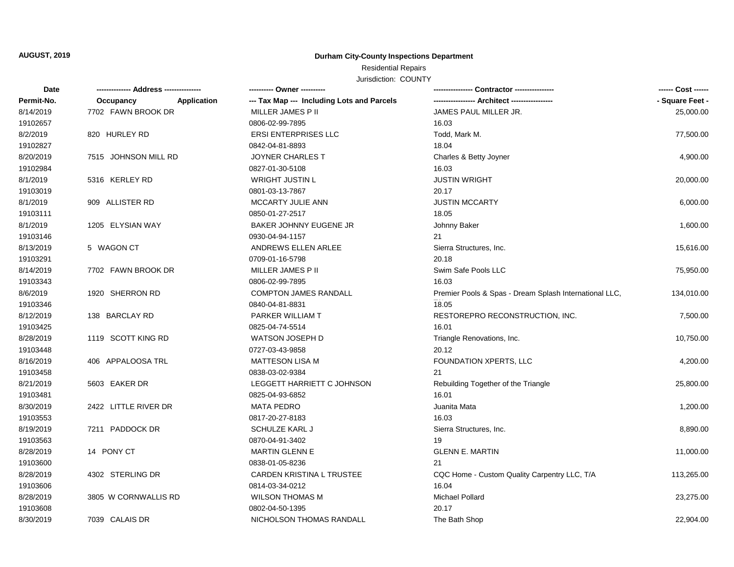**AUGUST, 2019**

**Durham City-County Inspections Department**

Residential Repairs

Jurisdiction: COUNTY

| Date<br>Permit-No. | ------------- Address ---------------<br>Occupancy Application | ---------- Owner ----------<br>--- Tax Map --- Including Lots and Parcels | ---------------- Contractor ----------------<br>----------------- Architect ----------------- | ------ Cost ------<br>- Square Feet - |
|---|---|---|---|---|
| 8/14/2019<br>19102657 | 7702 FAWN BROOK DR | MILLER JAMES P II<br>0806-02-99-7895 | JAMES PAUL MILLER JR.<br>16.03 | 25,000.00 |
| 8/2/2019<br>19102827 | 820 HURLEY RD | ERSI ENTERPRISES LLC<br>0842-04-81-8893 | Todd, Mark M.<br>18.04 | 77,500.00 |
| 8/20/2019<br>19102984 | 7515 JOHNSON MILL RD | JOYNER CHARLES T<br>0827-01-30-5108 | Charles & Betty Joyner<br>16.03 | 4,900.00 |
| 8/1/2019<br>19103019 | 5316 KERLEY RD | WRIGHT JUSTIN L<br>0801-03-13-7867 | JUSTIN WRIGHT<br>20.17 | 20,000.00 |
| 8/1/2019<br>19103111 | 909 ALLISTER RD | MCCARTY JULIE ANN<br>0850-01-27-2517 | JUSTIN MCCARTY<br>18.05 | 6,000.00 |
| 8/1/2019<br>19103146 | 1205 ELYSIAN WAY | BAKER JOHNNY EUGENE JR<br>0930-04-94-1157 | Johnny Baker<br>21 | 1,600.00 |
| 8/13/2019<br>19103291 | 5 WAGON CT | ANDREWS ELLEN ARLEE<br>0709-01-16-5798 | Sierra Structures, Inc.<br>20.18 | 15,616.00 |
| 8/14/2019<br>19103343 | 7702 FAWN BROOK DR | MILLER JAMES P II<br>0806-02-99-7895 | Swim Safe Pools LLC<br>16.03 | 75,950.00 |
| 8/6/2019<br>19103346 | 1920 SHERRON RD | COMPTON JAMES RANDALL<br>0840-04-81-8831 | Premier Pools & Spas - Dream Splash International LLC,<br>18.05 | 134,010.00 |
| 8/12/2019<br>19103425 | 138 BARCLAY RD | PARKER WILLIAM T<br>0825-04-74-5514 | RESTOREPRO RECONSTRUCTION, INC.<br>16.01 | 7,500.00 |
| 8/28/2019<br>19103448 | 1119 SCOTT KING RD | WATSON JOSEPH D<br>0727-03-43-9858 | Triangle Renovations, Inc.<br>20.12 | 10,750.00 |
| 8/16/2019<br>19103458 | 406 APPALOOSA TRL | MATTESON LISA M<br>0838-03-02-9384 | FOUNDATION XPERTS, LLC<br>21 | 4,200.00 |
| 8/21/2019<br>19103481 | 5603 EAKER DR | LEGGETT HARRIETT C JOHNSON<br>0825-04-93-6852 | Rebuilding Together of the Triangle<br>16.01 | 25,800.00 |
| 8/30/2019<br>19103553 | 2422 LITTLE RIVER DR | MATA PEDRO<br>0817-20-27-8183 | Juanita Mata<br>16.03 | 1,200.00 |
| 8/19/2019<br>19103563 | 7211 PADDOCK DR | SCHULZE KARL J<br>0870-04-91-3402 | Sierra Structures, Inc.<br>19 | 8,890.00 |
| 8/28/2019<br>19103600 | 14 PONY CT | MARTIN GLENN E<br>0838-01-05-8236 | GLENN E. MARTIN<br>21 | 11,000.00 |
| 8/28/2019<br>19103606 | 4302 STERLING DR | CARDEN KRISTINA L TRUSTEE<br>0814-03-34-0212 | CQC Home - Custom Quality Carpentry LLC, T/A<br>16.04 | 113,265.00 |
| 8/28/2019<br>19103608 | 3805 W CORNWALLIS RD | WILSON THOMAS M<br>0802-04-50-1395 | Michael Pollard<br>20.17 | 23,275.00 |
| 8/30/2019 | 7039 CALAIS DR | NICHOLSON THOMAS RANDALL | The Bath Shop | 22,904.00 |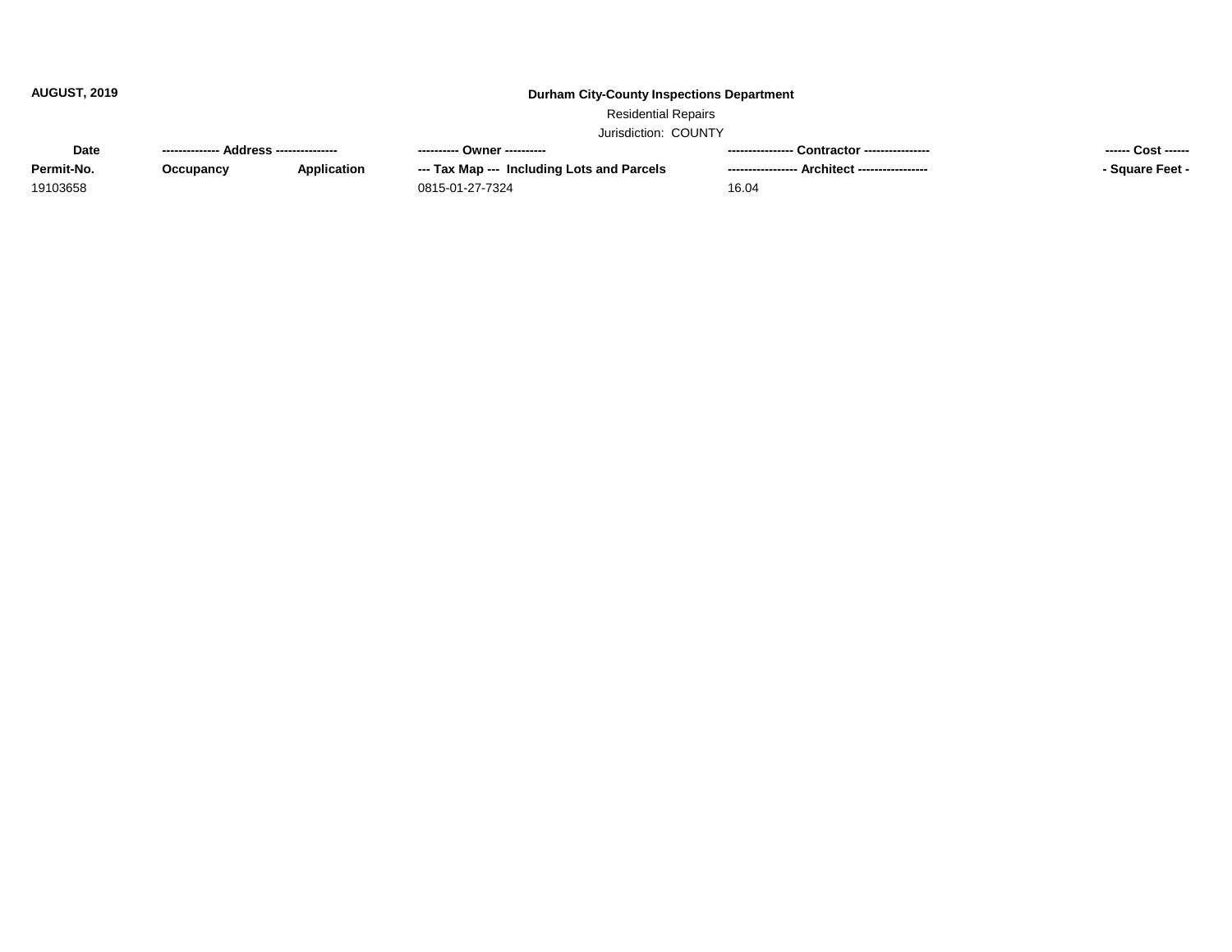**AUGUST, 2019**

**Durham City-County Inspections Department**

Residential Repairs

Jurisdiction: COUNTY

| **Date** | **------------- Address ---------------** | | **---------- Owner ----------** | **---------------- Contractor ----------------** | **------ Cost ------** |
|---|---|---|---|---|---|
| **Permit-No.** | **Occupancy** | **Application** | **--- Tax Map --- Including Lots and Parcels** | **----------------- Architect -----------------** | **- Square Feet -** |
| 19103658 | | | 0815-01-27-7324 | 16.04 | |